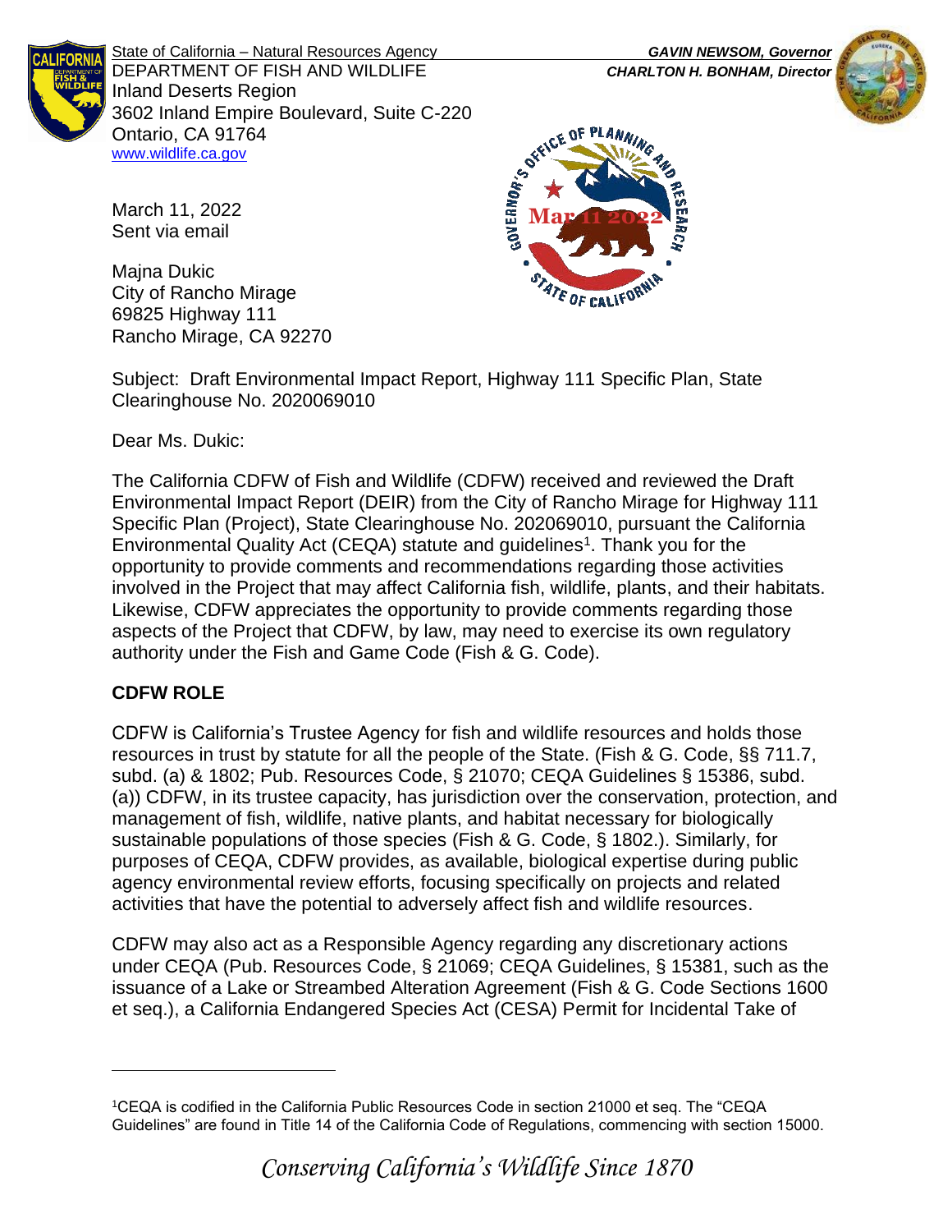State of California – Natural Resources Agency
DEPARTMENT OF FISH AND WILDLIFE
Inland Deserts Region
3602 Inland Empire Boulevard, Suite C-220
Ontario, CA 91764
www.wildlife.ca.gov

***GAVIN NEWSOM, Governor***
***CHARLTON H. BONHAM, Director***

March 11, 2022
Sent via email

Majna Dukic
City of Rancho Mirage
69825 Highway 111
Rancho Mirage, CA 92270

Subject: Draft Environmental Impact Report, Highway 111 Specific Plan, State Clearinghouse No. 2020069010

Dear Ms. Dukic:

The California CDFW of Fish and Wildlife (CDFW) received and reviewed the Draft Environmental Impact Report (DEIR) from the City of Rancho Mirage for Highway 111 Specific Plan (Project), State Clearinghouse No. 202069010, pursuant the California Environmental Quality Act (CEQA) statute and guidelines[1]. Thank you for the opportunity to provide comments and recommendations regarding those activities involved in the Project that may affect California fish, wildlife, plants, and their habitats. Likewise, CDFW appreciates the opportunity to provide comments regarding those aspects of the Project that CDFW, by law, may need to exercise its own regulatory authority under the Fish and Game Code (Fish & G. Code).

## CDFW ROLE

CDFW is California's Trustee Agency for fish and wildlife resources and holds those resources in trust by statute for all the people of the State. (Fish & G. Code, §§ 711.7, subd. (a) & 1802; Pub. Resources Code, § 21070; CEQA Guidelines § 15386, subd. (a)) CDFW, in its trustee capacity, has jurisdiction over the conservation, protection, and management of fish, wildlife, native plants, and habitat necessary for biologically sustainable populations of those species (Fish & G. Code, § 1802.). Similarly, for purposes of CEQA, CDFW provides, as available, biological expertise during public agency environmental review efforts, focusing specifically on projects and related activities that have the potential to adversely affect fish and wildlife resources.

CDFW may also act as a Responsible Agency regarding any discretionary actions under CEQA (Pub. Resources Code, § 21069; CEQA Guidelines, § 15381, such as the issuance of a Lake or Streambed Alteration Agreement (Fish & G. Code Sections 1600 et seq.), a California Endangered Species Act (CESA) Permit for Incidental Take of

---

[1]CEQA is codified in the California Public Resources Code in section 21000 et seq. The "CEQA Guidelines" are found in Title 14 of the California Code of Regulations, commencing with section 15000.

*Conserving California's Wildlife Since 1870*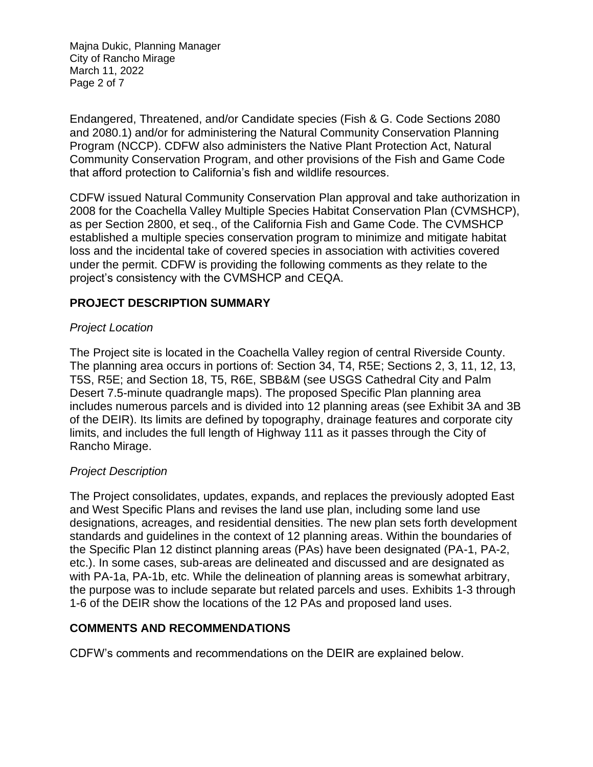Endangered, Threatened, and/or Candidate species (Fish & G. Code Sections 2080 and 2080.1) and/or for administering the Natural Community Conservation Planning Program (NCCP). CDFW also administers the Native Plant Protection Act, Natural Community Conservation Program, and other provisions of the Fish and Game Code that afford protection to California's fish and wildlife resources.

CDFW issued Natural Community Conservation Plan approval and take authorization in 2008 for the Coachella Valley Multiple Species Habitat Conservation Plan (CVMSHCP), as per Section 2800, et seq., of the California Fish and Game Code. The CVMSHCP established a multiple species conservation program to minimize and mitigate habitat loss and the incidental take of covered species in association with activities covered under the permit. CDFW is providing the following comments as they relate to the project's consistency with the CVMSHCP and CEQA.

## PROJECT DESCRIPTION SUMMARY

*Project Location*

The Project site is located in the Coachella Valley region of central Riverside County. The planning area occurs in portions of: Section 34, T4, R5E; Sections 2, 3, 11, 12, 13, T5S, R5E; and Section 18, T5, R6E, SBB&M (see USGS Cathedral City and Palm Desert 7.5-minute quadrangle maps). The proposed Specific Plan planning area includes numerous parcels and is divided into 12 planning areas (see Exhibit 3A and 3B of the DEIR). Its limits are defined by topography, drainage features and corporate city limits, and includes the full length of Highway 111 as it passes through the City of Rancho Mirage.

*Project Description*

The Project consolidates, updates, expands, and replaces the previously adopted East and West Specific Plans and revises the land use plan, including some land use designations, acreages, and residential densities. The new plan sets forth development standards and guidelines in the context of 12 planning areas. Within the boundaries of the Specific Plan 12 distinct planning areas (PAs) have been designated (PA-1, PA-2, etc.). In some cases, sub-areas are delineated and discussed and are designated as with PA-1a, PA-1b, etc. While the delineation of planning areas is somewhat arbitrary, the purpose was to include separate but related parcels and uses. Exhibits 1-3 through 1-6 of the DEIR show the locations of the 12 PAs and proposed land uses.

## COMMENTS AND RECOMMENDATIONS

CDFW's comments and recommendations on the DEIR are explained below.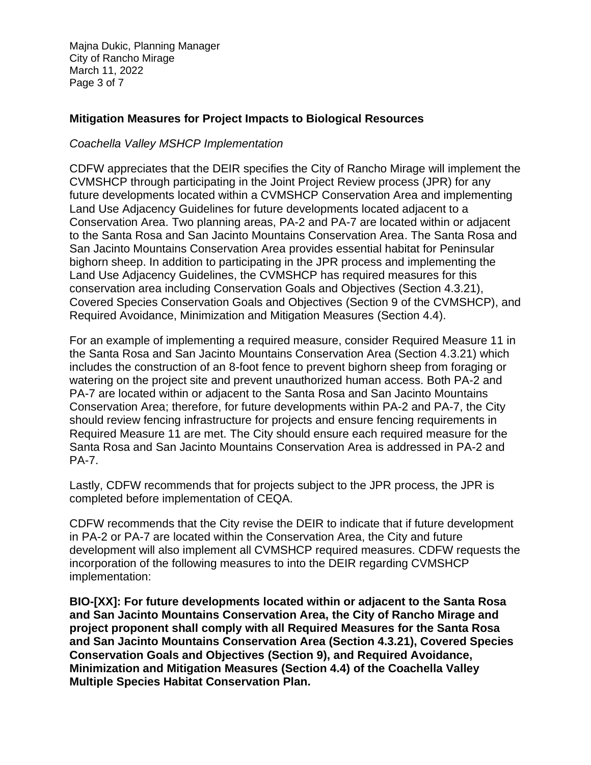### Mitigation Measures for Project Impacts to Biological Resources

*Coachella Valley MSHCP Implementation*

CDFW appreciates that the DEIR specifies the City of Rancho Mirage will implement the CVMSHCP through participating in the Joint Project Review process (JPR) for any future developments located within a CVMSHCP Conservation Area and implementing Land Use Adjacency Guidelines for future developments located adjacent to a Conservation Area. Two planning areas, PA-2 and PA-7 are located within or adjacent to the Santa Rosa and San Jacinto Mountains Conservation Area. The Santa Rosa and San Jacinto Mountains Conservation Area provides essential habitat for Peninsular bighorn sheep. In addition to participating in the JPR process and implementing the Land Use Adjacency Guidelines, the CVMSHCP has required measures for this conservation area including Conservation Goals and Objectives (Section 4.3.21), Covered Species Conservation Goals and Objectives (Section 9 of the CVMSHCP), and Required Avoidance, Minimization and Mitigation Measures (Section 4.4).

For an example of implementing a required measure, consider Required Measure 11 in the Santa Rosa and San Jacinto Mountains Conservation Area (Section 4.3.21) which includes the construction of an 8-foot fence to prevent bighorn sheep from foraging or watering on the project site and prevent unauthorized human access. Both PA-2 and PA-7 are located within or adjacent to the Santa Rosa and San Jacinto Mountains Conservation Area; therefore, for future developments within PA-2 and PA-7, the City should review fencing infrastructure for projects and ensure fencing requirements in Required Measure 11 are met. The City should ensure each required measure for the Santa Rosa and San Jacinto Mountains Conservation Area is addressed in PA-2 and PA-7.

Lastly, CDFW recommends that for projects subject to the JPR process, the JPR is completed before implementation of CEQA.

CDFW recommends that the City revise the DEIR to indicate that if future development in PA-2 or PA-7 are located within the Conservation Area, the City and future development will also implement all CVMSHCP required measures. CDFW requests the incorporation of the following measures to into the DEIR regarding CVMSHCP implementation:

**BIO-[XX]: For future developments located within or adjacent to the Santa Rosa and San Jacinto Mountains Conservation Area, the City of Rancho Mirage and project proponent shall comply with all Required Measures for the Santa Rosa and San Jacinto Mountains Conservation Area (Section 4.3.21), Covered Species Conservation Goals and Objectives (Section 9), and Required Avoidance, Minimization and Mitigation Measures (Section 4.4) of the Coachella Valley Multiple Species Habitat Conservation Plan.**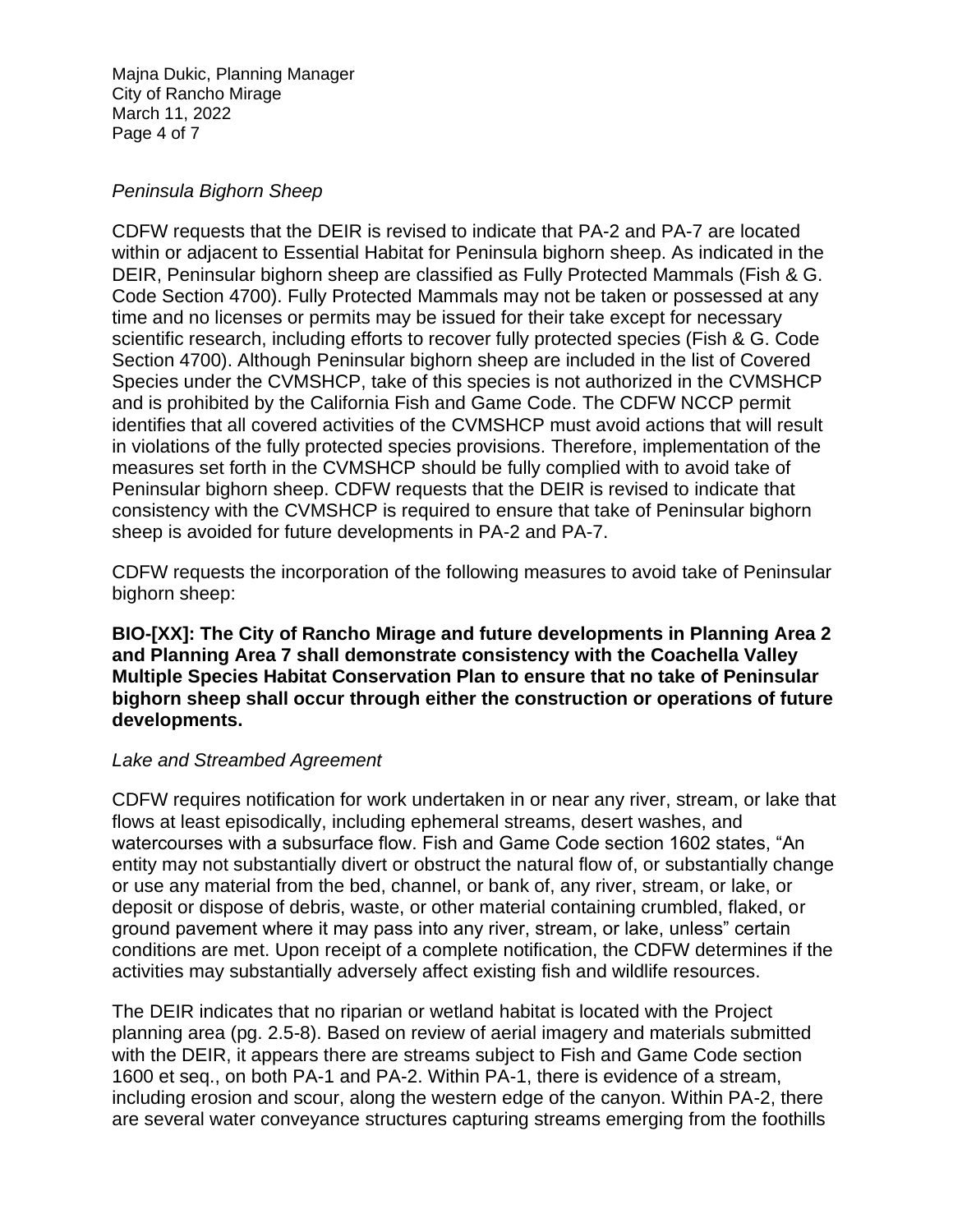*Peninsula Bighorn Sheep*

CDFW requests that the DEIR is revised to indicate that PA-2 and PA-7 are located within or adjacent to Essential Habitat for Peninsula bighorn sheep. As indicated in the DEIR, Peninsular bighorn sheep are classified as Fully Protected Mammals (Fish & G. Code Section 4700). Fully Protected Mammals may not be taken or possessed at any time and no licenses or permits may be issued for their take except for necessary scientific research, including efforts to recover fully protected species (Fish & G. Code Section 4700). Although Peninsular bighorn sheep are included in the list of Covered Species under the CVMSHCP, take of this species is not authorized in the CVMSHCP and is prohibited by the California Fish and Game Code. The CDFW NCCP permit identifies that all covered activities of the CVMSHCP must avoid actions that will result in violations of the fully protected species provisions. Therefore, implementation of the measures set forth in the CVMSHCP should be fully complied with to avoid take of Peninsular bighorn sheep. CDFW requests that the DEIR is revised to indicate that consistency with the CVMSHCP is required to ensure that take of Peninsular bighorn sheep is avoided for future developments in PA-2 and PA-7.

CDFW requests the incorporation of the following measures to avoid take of Peninsular bighorn sheep:

**BIO-[XX]: The City of Rancho Mirage and future developments in Planning Area 2 and Planning Area 7 shall demonstrate consistency with the Coachella Valley Multiple Species Habitat Conservation Plan to ensure that no take of Peninsular bighorn sheep shall occur through either the construction or operations of future developments.**

*Lake and Streambed Agreement*

CDFW requires notification for work undertaken in or near any river, stream, or lake that flows at least episodically, including ephemeral streams, desert washes, and watercourses with a subsurface flow. Fish and Game Code section 1602 states, "An entity may not substantially divert or obstruct the natural flow of, or substantially change or use any material from the bed, channel, or bank of, any river, stream, or lake, or deposit or dispose of debris, waste, or other material containing crumbled, flaked, or ground pavement where it may pass into any river, stream, or lake, unless" certain conditions are met. Upon receipt of a complete notification, the CDFW determines if the activities may substantially adversely affect existing fish and wildlife resources.

The DEIR indicates that no riparian or wetland habitat is located with the Project planning area (pg. 2.5-8). Based on review of aerial imagery and materials submitted with the DEIR, it appears there are streams subject to Fish and Game Code section 1600 et seq., on both PA-1 and PA-2. Within PA-1, there is evidence of a stream, including erosion and scour, along the western edge of the canyon. Within PA-2, there are several water conveyance structures capturing streams emerging from the foothills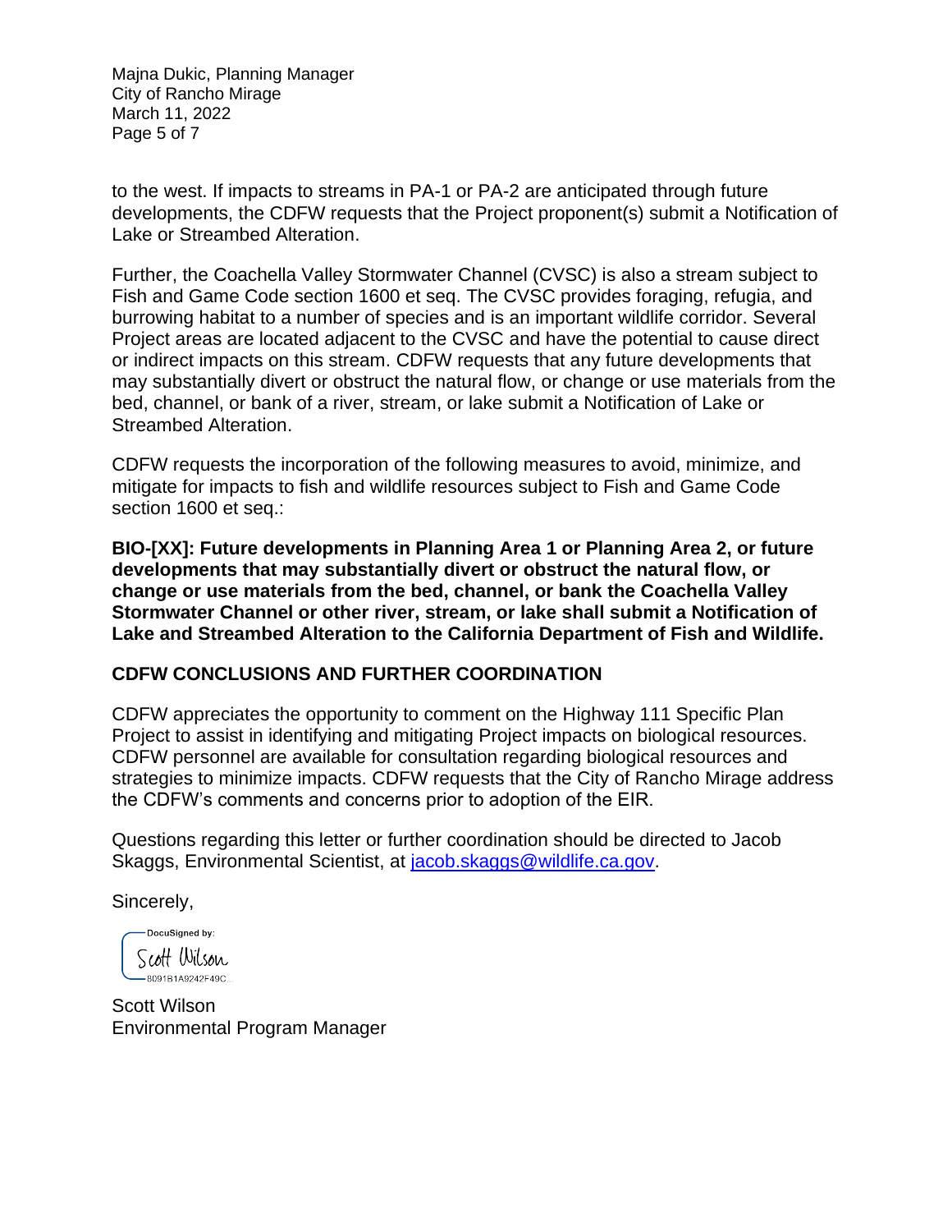to the west. If impacts to streams in PA-1 or PA-2 are anticipated through future developments, the CDFW requests that the Project proponent(s) submit a Notification of Lake or Streambed Alteration.

Further, the Coachella Valley Stormwater Channel (CVSC) is also a stream subject to Fish and Game Code section 1600 et seq. The CVSC provides foraging, refugia, and burrowing habitat to a number of species and is an important wildlife corridor. Several Project areas are located adjacent to the CVSC and have the potential to cause direct or indirect impacts on this stream. CDFW requests that any future developments that may substantially divert or obstruct the natural flow, or change or use materials from the bed, channel, or bank of a river, stream, or lake submit a Notification of Lake or Streambed Alteration.

CDFW requests the incorporation of the following measures to avoid, minimize, and mitigate for impacts to fish and wildlife resources subject to Fish and Game Code section 1600 et seq.:

**BIO-[XX]: Future developments in Planning Area 1 or Planning Area 2, or future developments that may substantially divert or obstruct the natural flow, or change or use materials from the bed, channel, or bank the Coachella Valley Stormwater Channel or other river, stream, or lake shall submit a Notification of Lake and Streambed Alteration to the California Department of Fish and Wildlife.**

## CDFW CONCLUSIONS AND FURTHER COORDINATION

CDFW appreciates the opportunity to comment on the Highway 111 Specific Plan Project to assist in identifying and mitigating Project impacts on biological resources. CDFW personnel are available for consultation regarding biological resources and strategies to minimize impacts. CDFW requests that the City of Rancho Mirage address the CDFW's comments and concerns prior to adoption of the EIR.

Questions regarding this letter or further coordination should be directed to Jacob Skaggs, Environmental Scientist, at jacob.skaggs@wildlife.ca.gov.

Sincerely,

DocuSigned by:
Scott Wilson
8091B1A9242F49C...

Scott Wilson
Environmental Program Manager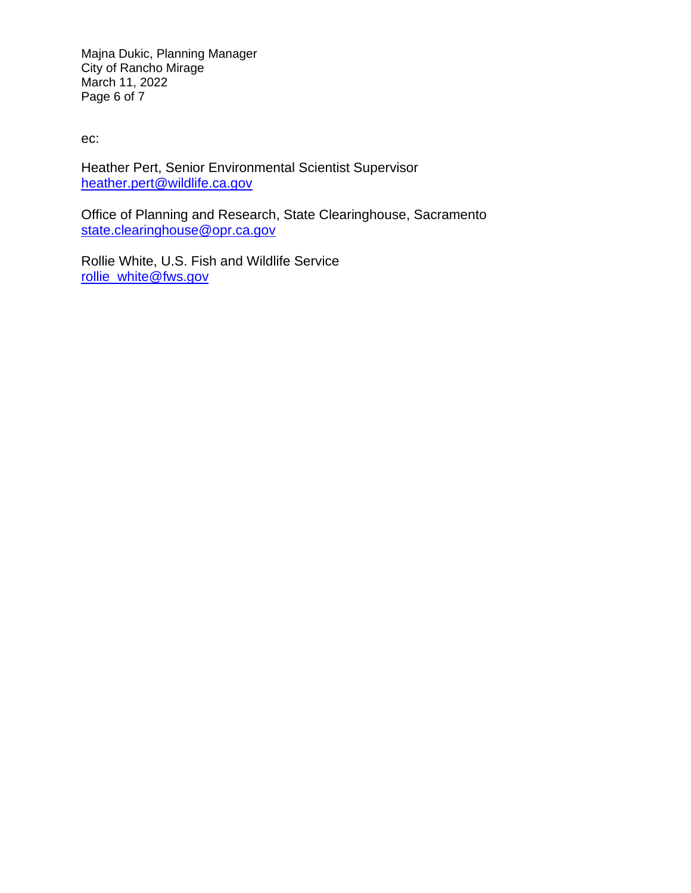ec:

Heather Pert, Senior Environmental Scientist Supervisor
heather.pert@wildlife.ca.gov

Office of Planning and Research, State Clearinghouse, Sacramento
state.clearinghouse@opr.ca.gov

Rollie White, U.S. Fish and Wildlife Service
rollie_white@fws.gov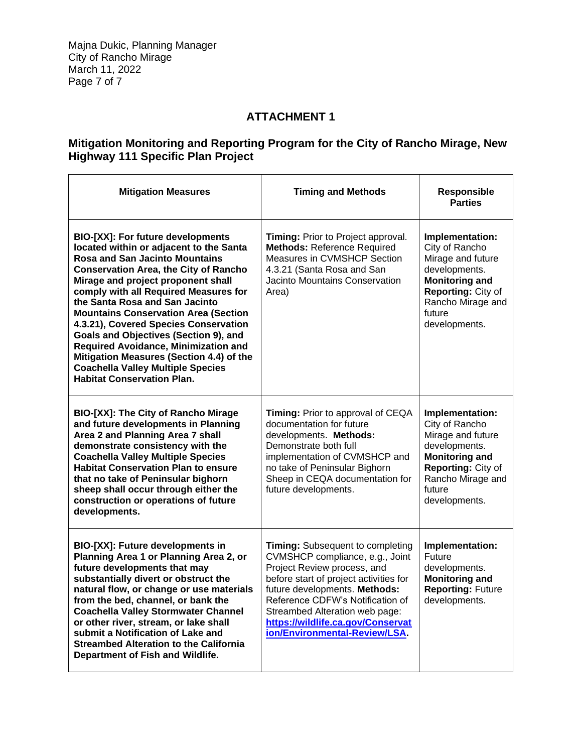# ATTACHMENT 1

## Mitigation Monitoring and Reporting Program for the City of Rancho Mirage, New Highway 111 Specific Plan Project

| Mitigation Measures | Timing and Methods | Responsible Parties |
|---|---|---|
| **BIO-[XX]: For future developments located within or adjacent to the Santa Rosa and San Jacinto Mountains Conservation Area, the City of Rancho Mirage and project proponent shall comply with all Required Measures for the Santa Rosa and San Jacinto Mountains Conservation Area (Section 4.3.21), Covered Species Conservation Goals and Objectives (Section 9), and Required Avoidance, Minimization and Mitigation Measures (Section 4.4) of the Coachella Valley Multiple Species Habitat Conservation Plan.** | **Timing:** Prior to Project approval. **Methods:** Reference Required Measures in CVMSHCP Section 4.3.21 (Santa Rosa and San Jacinto Mountains Conservation Area) | **Implementation:** City of Rancho Mirage and future developments. **Monitoring and Reporting:** City of Rancho Mirage and future developments. |
| **BIO-[XX]: The City of Rancho Mirage and future developments in Planning Area 2 and Planning Area 7 shall demonstrate consistency with the Coachella Valley Multiple Species Habitat Conservation Plan to ensure that no take of Peninsular bighorn sheep shall occur through either the construction or operations of future developments.** | **Timing:** Prior to approval of CEQA documentation for future developments. **Methods:** Demonstrate both full implementation of CVMSHCP and no take of Peninsular Bighorn Sheep in CEQA documentation for future developments. | **Implementation:** City of Rancho Mirage and future developments. **Monitoring and Reporting:** City of Rancho Mirage and future developments. |
| **BIO-[XX]: Future developments in Planning Area 1 or Planning Area 2, or future developments that may substantially divert or obstruct the natural flow, or change or use materials from the bed, channel, or bank the Coachella Valley Stormwater Channel or other river, stream, or lake shall submit a Notification of Lake and Streambed Alteration to the California Department of Fish and Wildlife.** | **Timing:** Subsequent to completing CVMSHCP compliance, e.g., Joint Project Review process, and before start of project activities for future developments. **Methods:** Reference CDFW's Notification of Streambed Alteration web page: **https://wildlife.ca.gov/Conservation/Environmental-Review/LSA.** | **Implementation:** Future developments. **Monitoring and Reporting:** Future developments. |